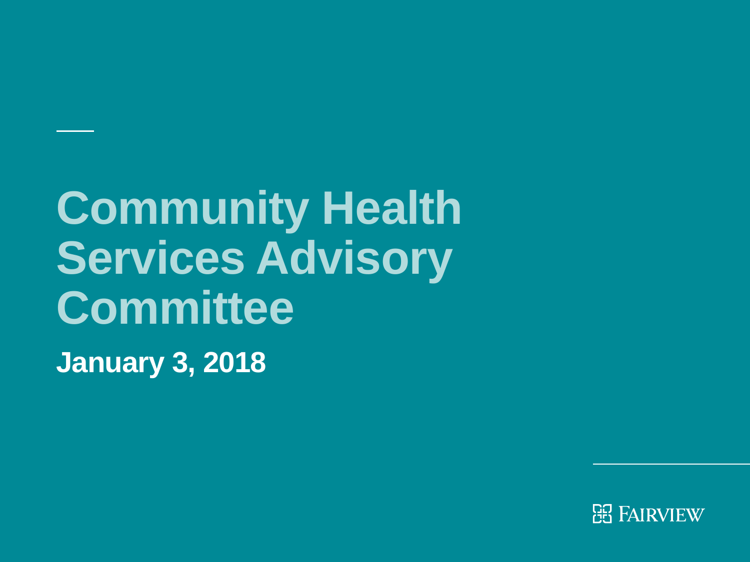# Community Health Services Advisory Committee

**January 3, 2018**

FAIRVIEW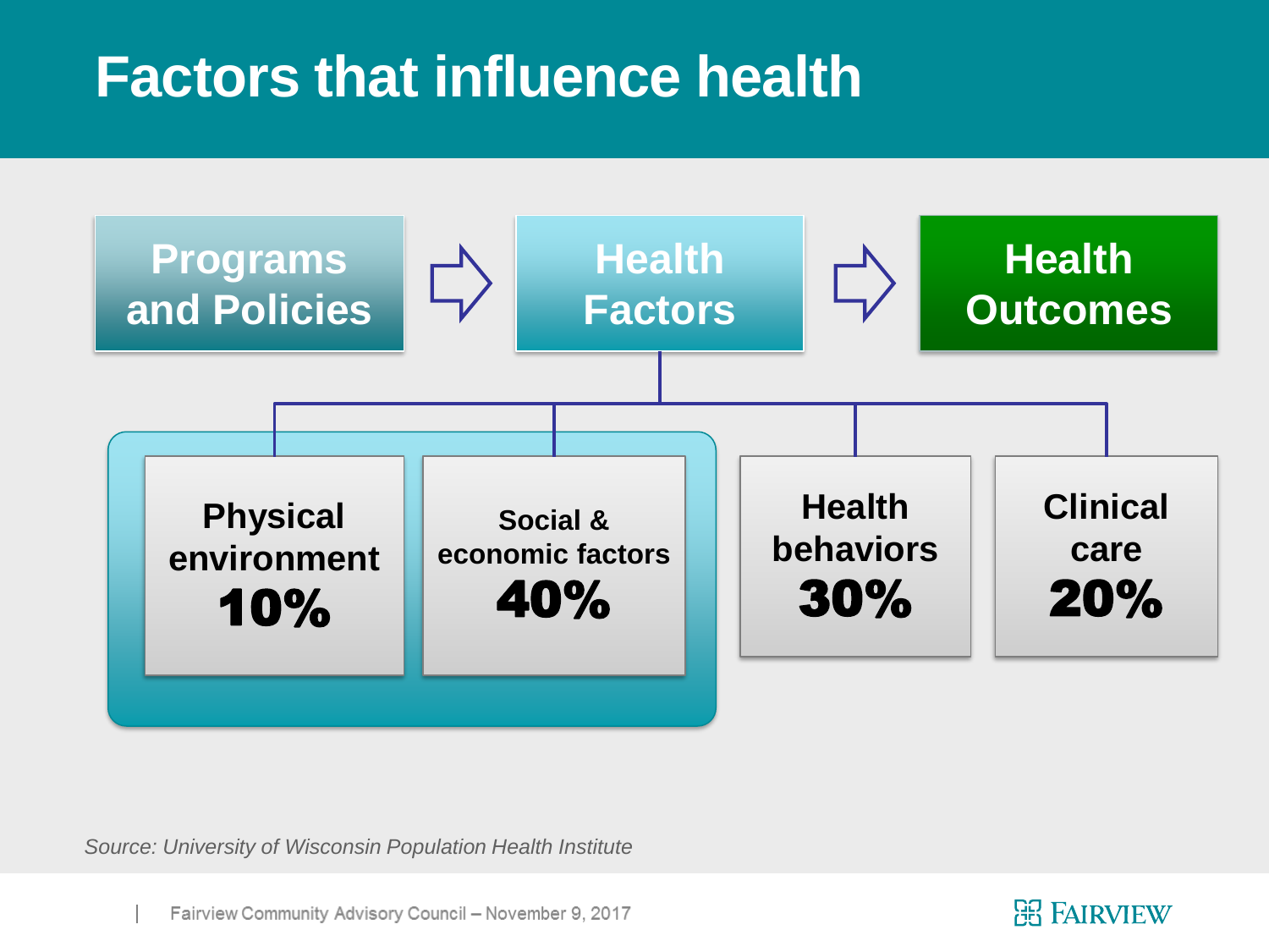# Factors that influence health

**Programs and Policies** → **Health Factors** → **Health Outcomes**

Health Factors:

- **Physical environment 10%**
- **Social & economic factors 40%**
- **Health behaviors 30%**
- **Clinical care 20%**

*Source: University of Wisconsin Population Health Institute*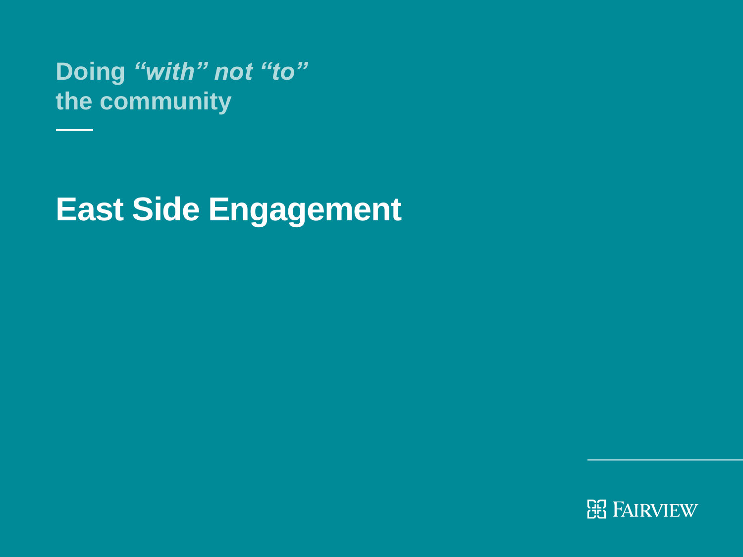Doing ***"with" not "to"***
**the community**

# East Side Engagement

FAIRVIEW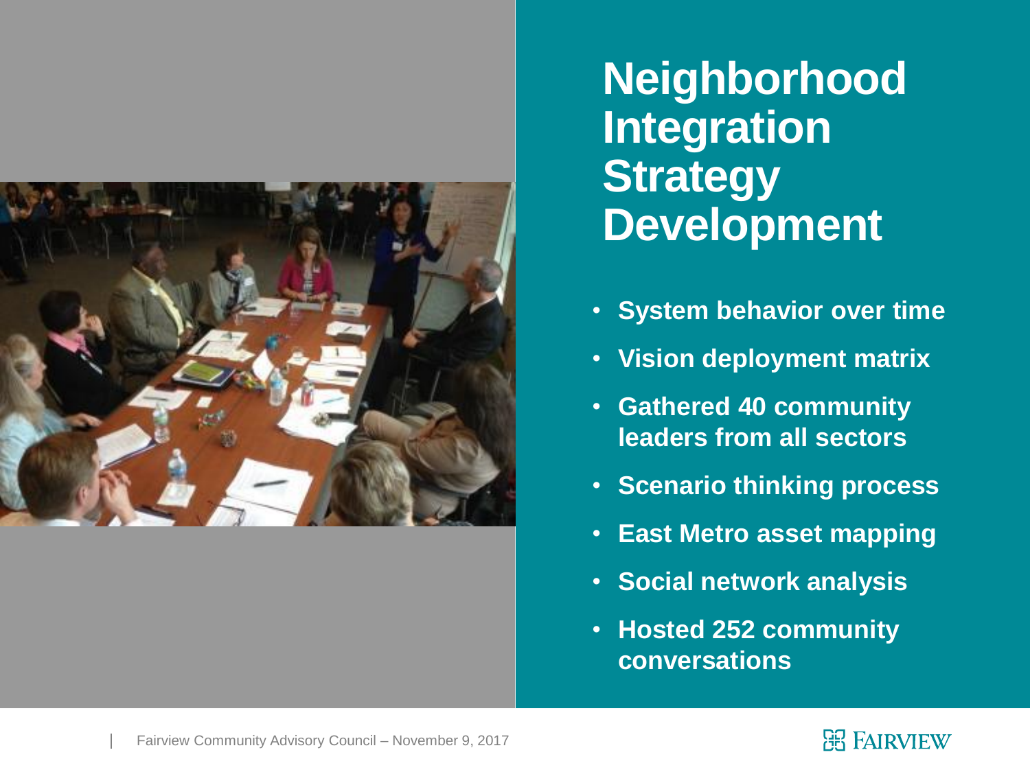# Neighborhood Integration Strategy Development

- **System behavior over time**
- **Vision deployment matrix**
- **Gathered 40 community leaders from all sectors**
- **Scenario thinking process**
- **East Metro asset mapping**
- **Social network analysis**
- **Hosted 252 community conversations**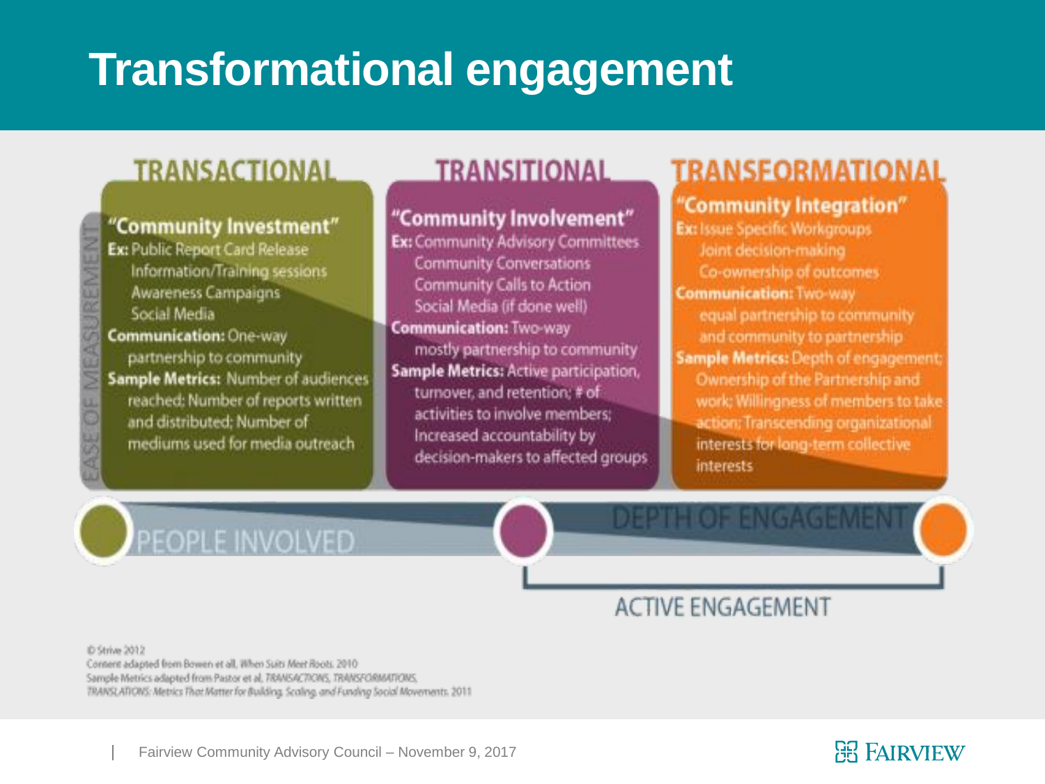# Transformational engagement

## TRANSACTIONAL

**"Community Investment"**

**Ex:** Public Report Card Release
Information/Training sessions
Awareness Campaigns
Social Media

**Communication:** One-way
partnership to community

**Sample Metrics:** Number of audiences reached; Number of reports written and distributed; Number of mediums used for media outreach

## TRANSITIONAL

**"Community Involvement"**

**Ex:** Community Advisory Committees
Community Conversations
Community Calls to Action
Social Media (if done well)

**Communication:** Two-way
mostly partnership to community

**Sample Metrics:** Active participation, turnover, and retention; # of activities to involve members; Increased accountability by decision-makers to affected groups

## TRANSFORMATIONAL

**"Community Integration"**

**Ex:** Issue Specific Workgroups
Joint decision-making
Co-ownership of outcomes

**Communication:** Two-way
equal partnership to community and community to partnership

**Sample Metrics:** Depth of engagement; Ownership of the Partnership and work; Willingness of members to take action; Transcending organizational interests for long-term collective interests

EASE OF MEASUREMENT

PEOPLE INVOLVED

DEPTH OF ENGAGEMENT

ACTIVE ENGAGEMENT

© Strive 2012
Content adapted from Bowen et all, *When Suits Meet Roots*, 2010
Sample Metrics adapted from Pastor et al, *TRANSACTIONS, TRANSFORMATIONS, TRANSLATIONS: Metrics That Matter for Building, Scaling, and Funding Social Movements*, 2011

Fairview Community Advisory Council – November 9, 2017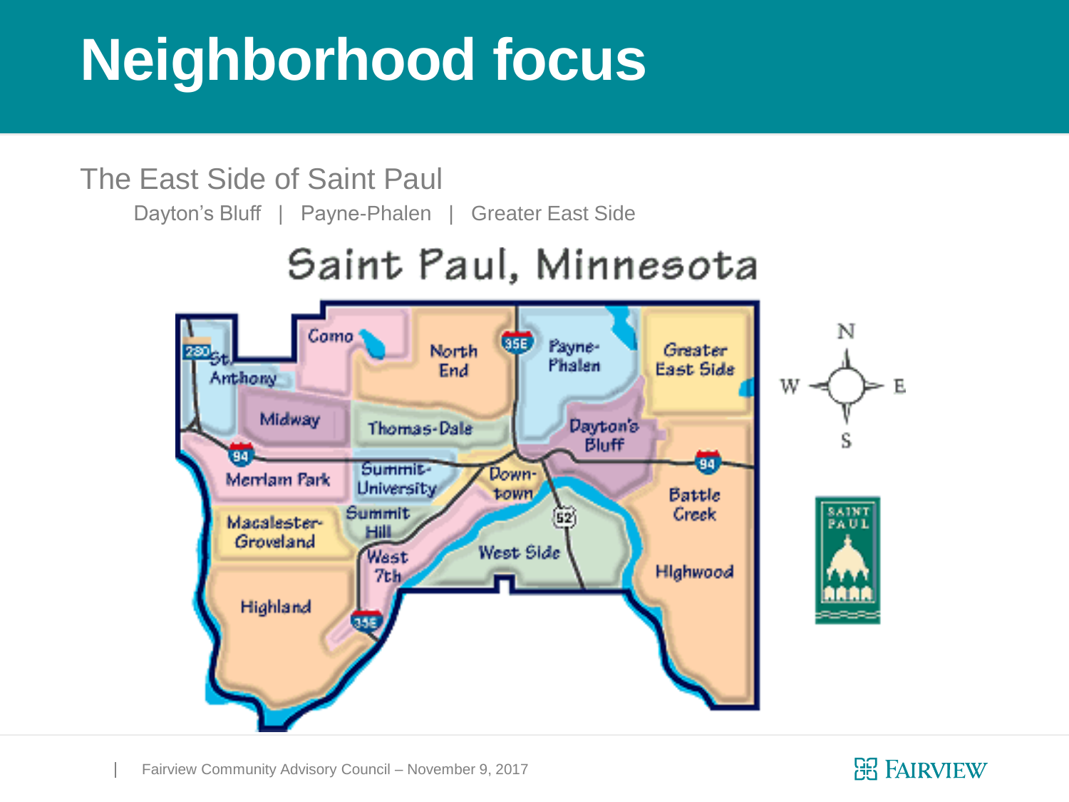# Neighborhood focus

## The East Side of Saint Paul

Dayton's Bluff | Payne-Phalen | Greater East Side

Saint Paul, Minnesota

Como | North End | Payne-Phalen | Greater East Side | St. Anthony | Midway | Thomas-Dale | Dayton's Bluff | Merriam Park | Summit-University | Downtown | Battle Creek | Macalester-Groveland | Summit Hill | West 7th | West Side | Highwood | Highland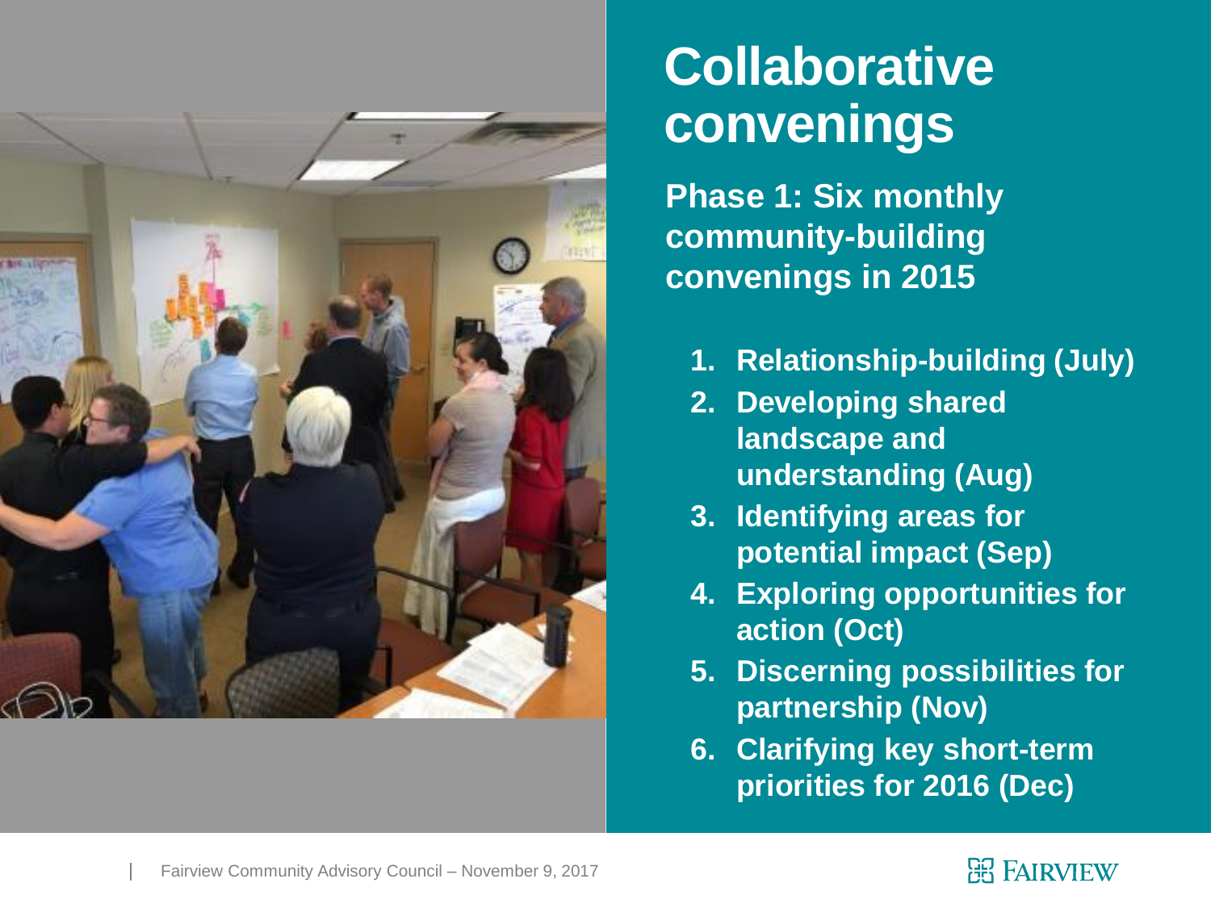# Collaborative convenings

**Phase 1: Six monthly community-building convenings in 2015**

1. **Relationship-building (July)**
2. **Developing shared landscape and understanding (Aug)**
3. **Identifying areas for potential impact (Sep)**
4. **Exploring opportunities for action (Oct)**
5. **Discerning possibilities for partnership (Nov)**
6. **Clarifying key short-term priorities for 2016 (Dec)**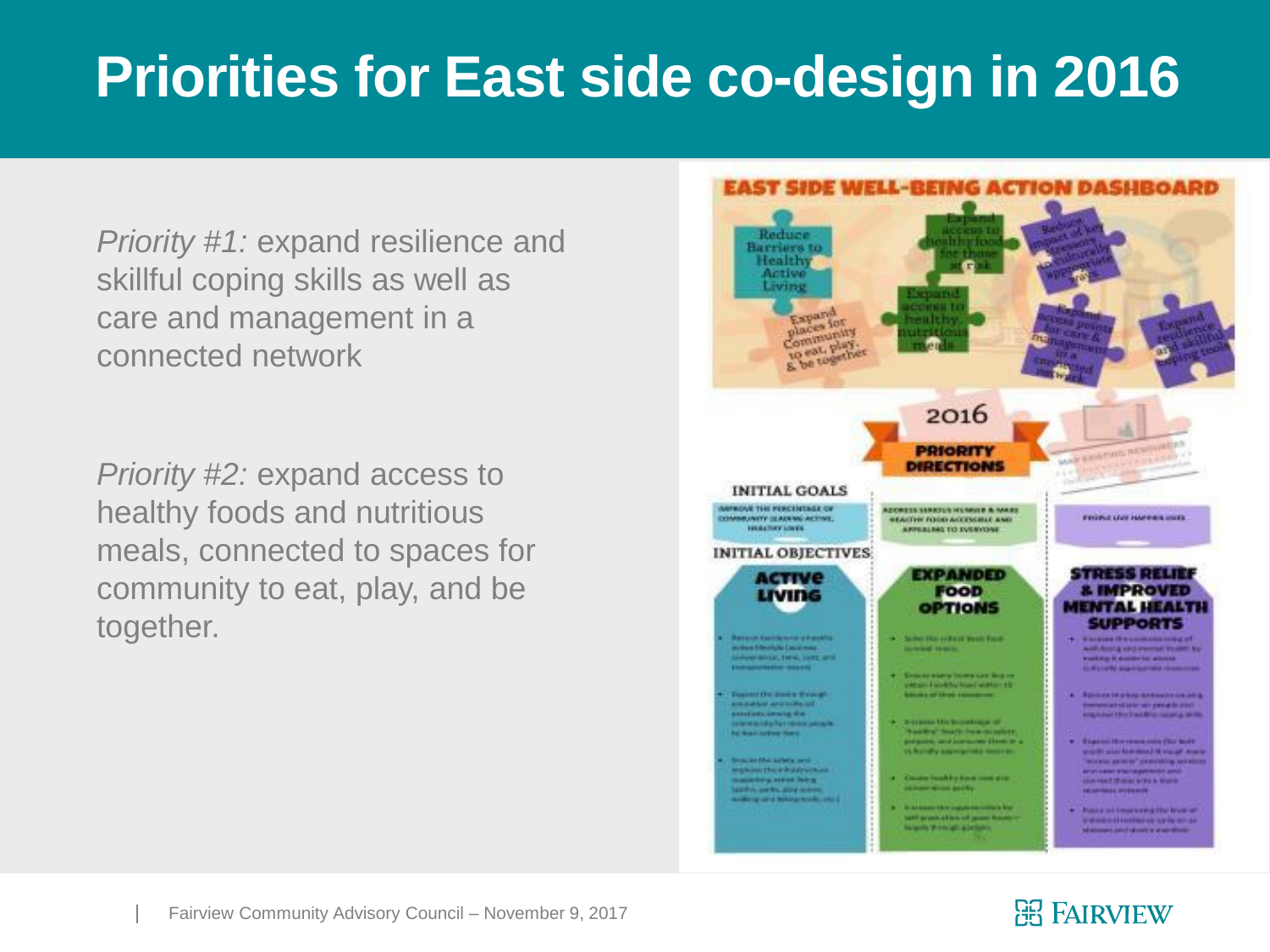# Priorities for East side co-design in 2016

*Priority #1:* expand resilience and skillful coping skills as well as care and management in a connected network

*Priority #2:* expand access to healthy foods and nutritious meals, connected to spaces for community to eat, play, and be together.

EAST SIDE WELL-BEING ACTION DASHBOARD

Reduce Barriers to Healthy Active Living

Expand places for Community to eat, play, & be together

Expand access to healthy food for those at risk

Expand access to healthy, nutritious meals

Reduce impact of key stressors (culturally appropriate ways)

Expand access points for care & management in a connected network

Expand resilience and skillful coping tools

2016

PRIORITY DIRECTIONS

INITIAL GOALS

INITIAL OBJECTIVES

ACTIVE LIVING

EXPANDED FOOD OPTIONS

STRESS RELIEF & IMPROVED MENTAL HEALTH SUPPORTS

Fairview Community Advisory Council – November 9, 2017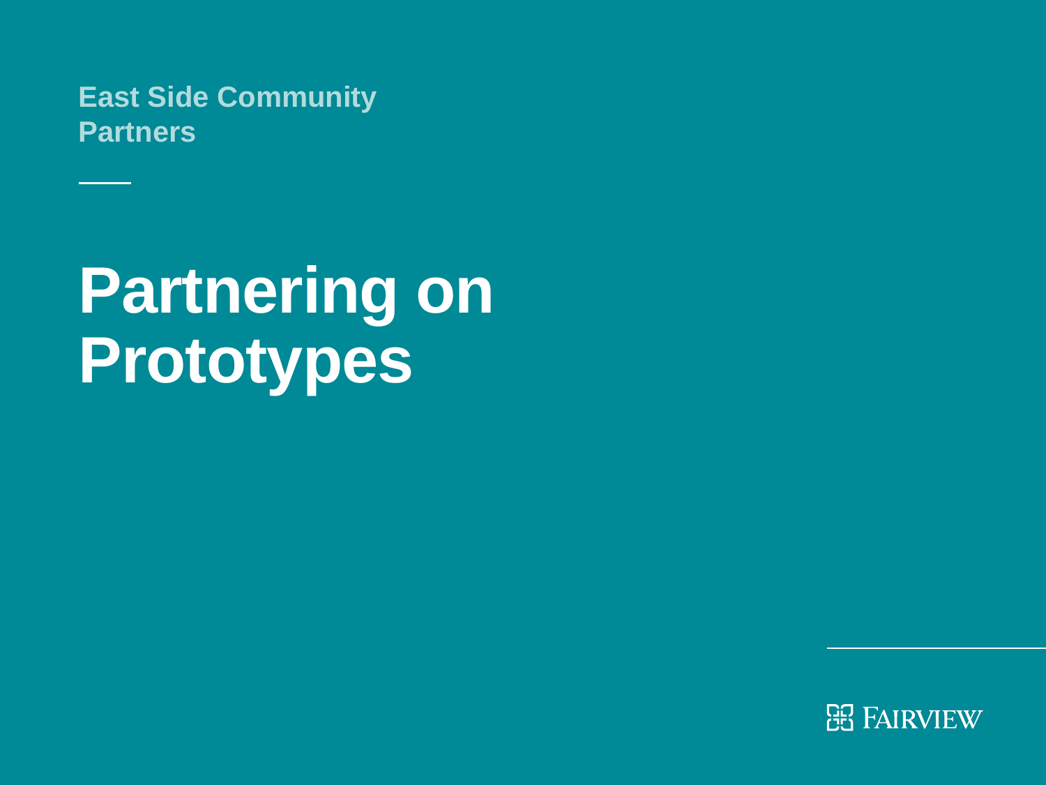East Side Community Partners

# Partnering on Prototypes

FAIRVIEW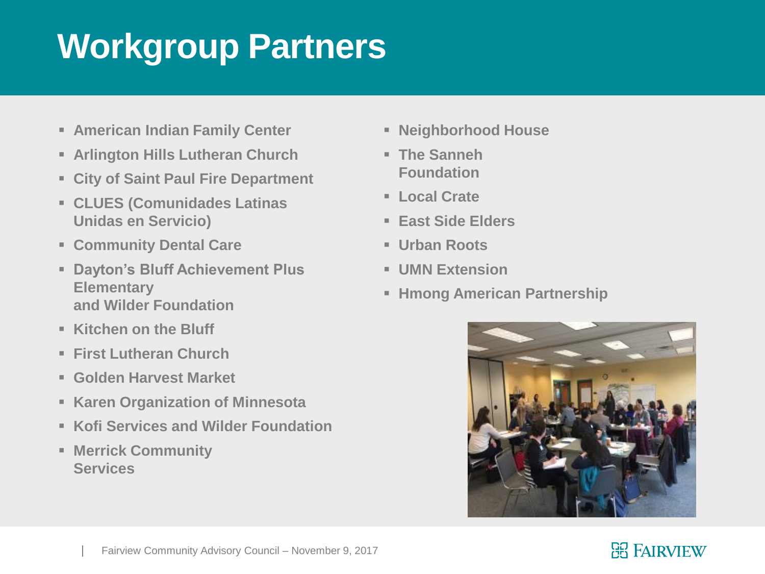# Workgroup Partners

- American Indian Family Center
- Arlington Hills Lutheran Church
- City of Saint Paul Fire Department
- CLUES (Comunidades Latinas Unidas en Servicio)
- Community Dental Care
- Dayton's Bluff Achievement Plus Elementary and Wilder Foundation
- Kitchen on the Bluff
- First Lutheran Church
- Golden Harvest Market
- Karen Organization of Minnesota
- Kofi Services and Wilder Foundation
- Merrick Community Services
- Neighborhood House
- The Sanneh Foundation
- Local Crate
- East Side Elders
- Urban Roots
- UMN Extension
- Hmong American Partnership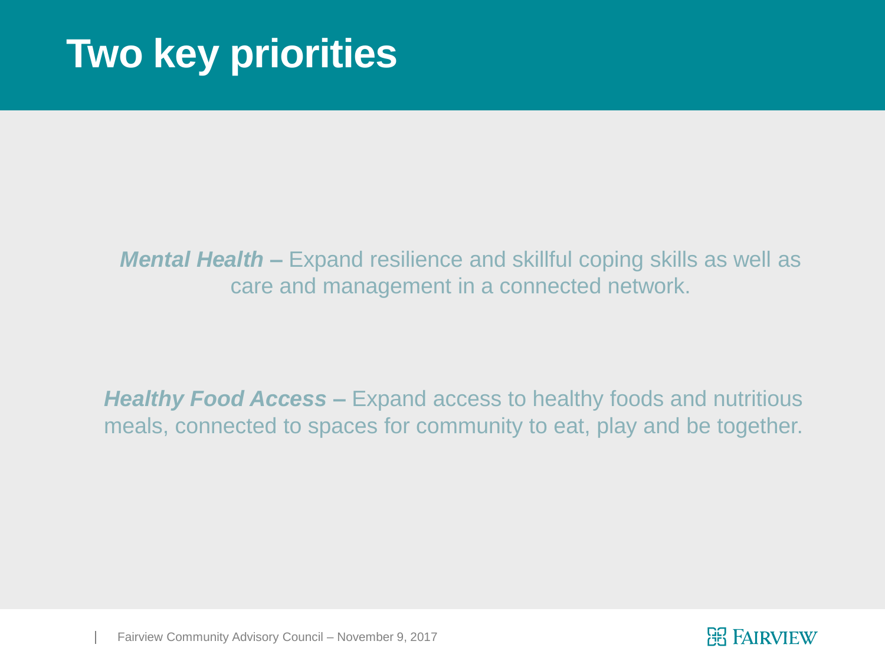# Two key priorities

***Mental Health –*** Expand resilience and skillful coping skills as well as care and management in a connected network.

***Healthy Food Access –*** Expand access to healthy foods and nutritious meals, connected to spaces for community to eat, play and be together.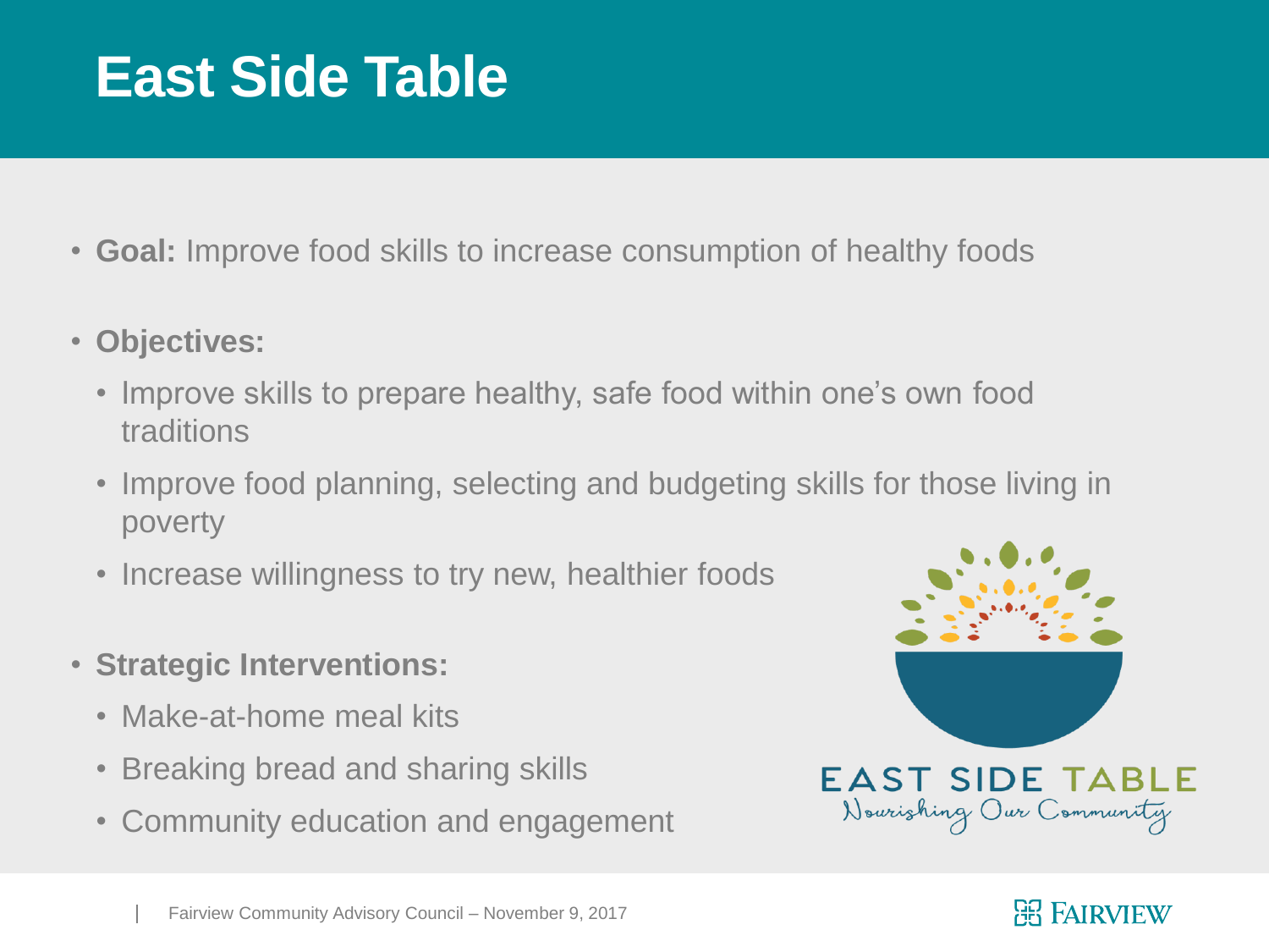# East Side Table

- **Goal:** Improve food skills to increase consumption of healthy foods
- **Objectives:**
  - Improve skills to prepare healthy, safe food within one's own food traditions
  - Improve food planning, selecting and budgeting skills for those living in poverty
  - Increase willingness to try new, healthier foods
- **Strategic Interventions:**
  - Make-at-home meal kits
  - Breaking bread and sharing skills
  - Community education and engagement

EAST SIDE TABLE
Nourishing Our Community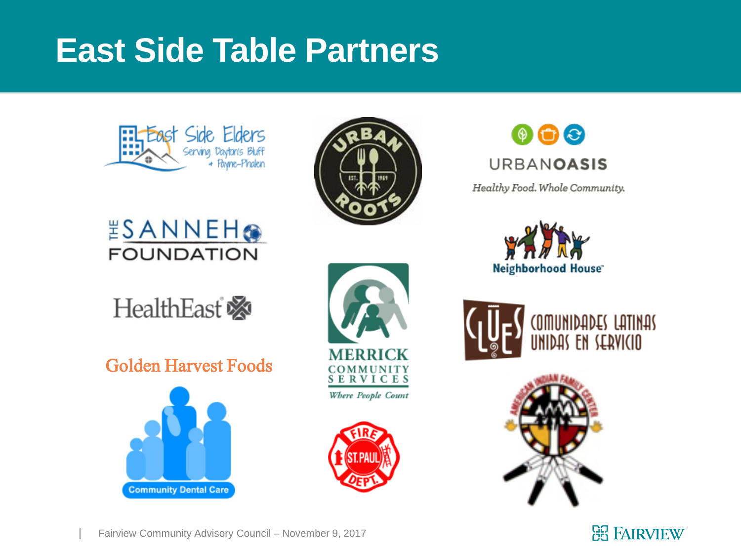# East Side Table Partners

East Side Elders
Serving Dayton's Bluff + Payne-Phalen

Urban Roots
EST. 1969

URBANOASIS
Healthy Food. Whole Community.

THE SANNEH FOUNDATION

Neighborhood House

HealthEast

MERRICK COMMUNITY SERVICES
Where People Count

CLUES
COMUNIDADES LATINAS UNIDAS EN SERVICIO

Golden Harvest Foods

Community Dental Care

Fire St. Paul Dept.

American Indian Family Center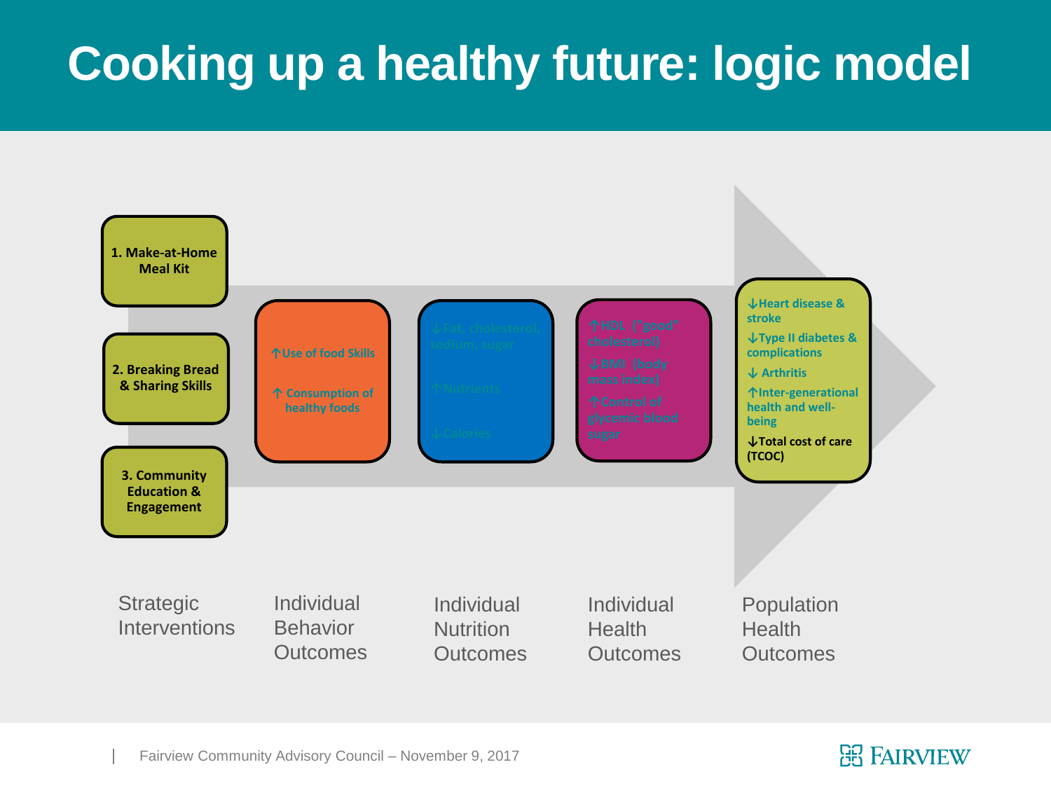# Cooking up a healthy future: logic model

**Strategic Interventions**

1. Make-at-Home Meal Kit
2. Breaking Bread & Sharing Skills
3. Community Education & Engagement

**Individual Behavior Outcomes**

- ↑Use of food Skills
- ↑ Consumption of healthy foods

**Individual Nutrition Outcomes**

- ↓Fat, cholesterol, sodium, sugar
- ↑Nutrients
- ↓Calories

**Individual Health Outcomes**

- ↑HDL ("good" cholesterol)
- ↓BMI (body mass index)
- ↑Control of glycemic blood sugar

**Population Health Outcomes**

- ↓Heart disease & stroke
- ↓Type II diabetes & complications
- ↓ Arthritis
- ↑Inter-generational health and well-being
- ↓Total cost of care (TCOC)

Fairview Community Advisory Council – November 9, 2017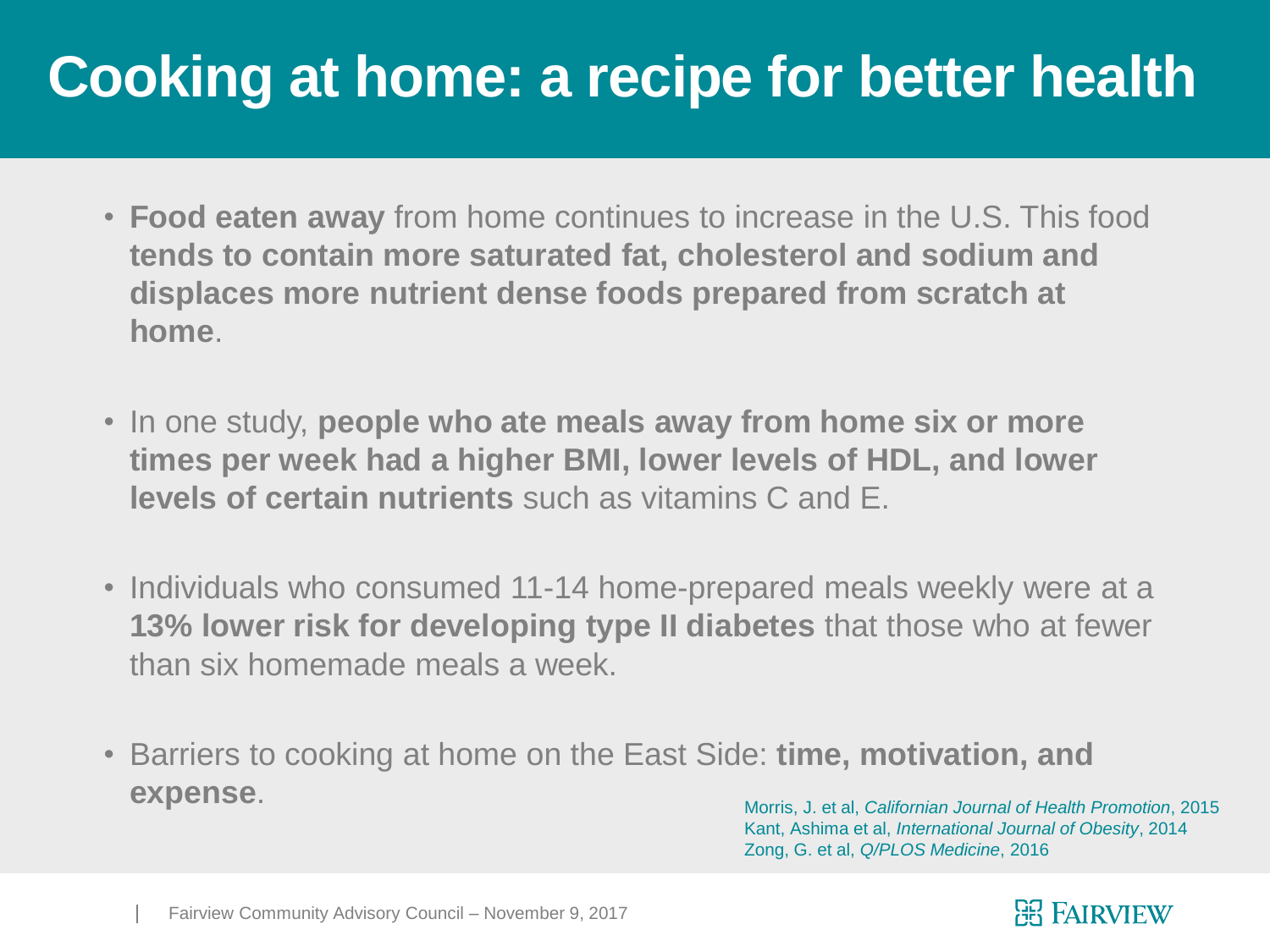# Cooking at home: a recipe for better health

- **Food eaten away** from home continues to increase in the U.S. This food **tends to contain more saturated fat, cholesterol and sodium and displaces more nutrient dense foods prepared from scratch at home**.

- In one study, **people who ate meals away from home six or more times per week had a higher BMI, lower levels of HDL, and lower levels of certain nutrients** such as vitamins C and E.

- Individuals who consumed 11-14 home-prepared meals weekly were at a **13% lower risk for developing type II diabetes** that those who at fewer than six homemade meals a week.

- Barriers to cooking at home on the East Side: **time, motivation, and expense**.

Morris, J. et al, *Californian Journal of Health Promotion*, 2015
Kant, Ashima et al, *International Journal of Obesity*, 2014
Zong, G. et al, *Q/PLOS Medicine*, 2016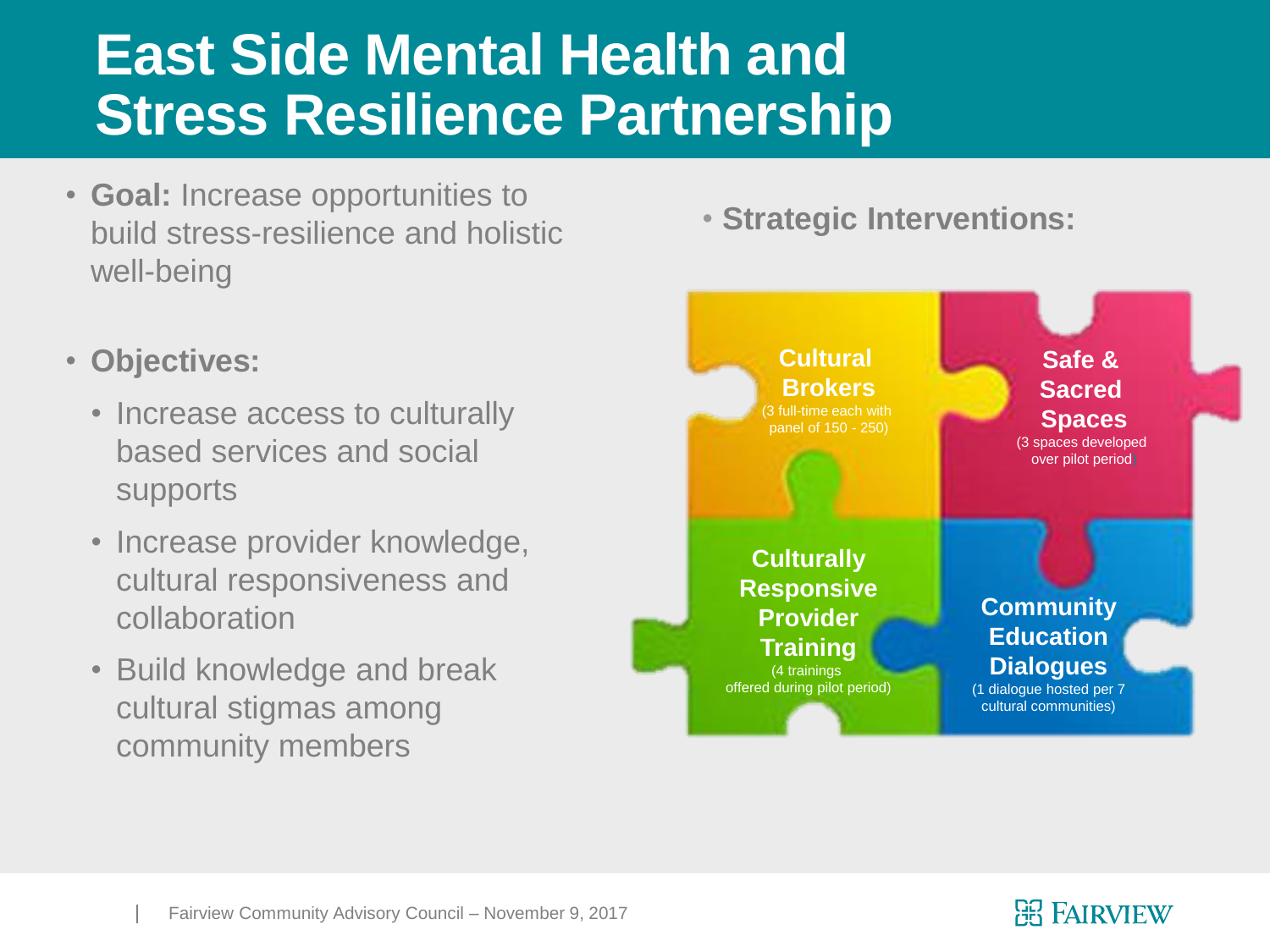# East Side Mental Health and Stress Resilience Partnership

- **Goal:** Increase opportunities to build stress-resilience and holistic well-being
- **Objectives:**
  - Increase access to culturally based services and social supports
  - Increase provider knowledge, cultural responsiveness and collaboration
  - Build knowledge and break cultural stigmas among community members

- **Strategic Interventions:**
  - **Cultural Brokers** (3 full-time each with panel of 150 - 250)
  - **Safe & Sacred Spaces** (3 spaces developed over pilot period)
  - **Culturally Responsive Provider Training** (4 trainings offered during pilot period)
  - **Community Education Dialogues** (1 dialogue hosted per 7 cultural communities)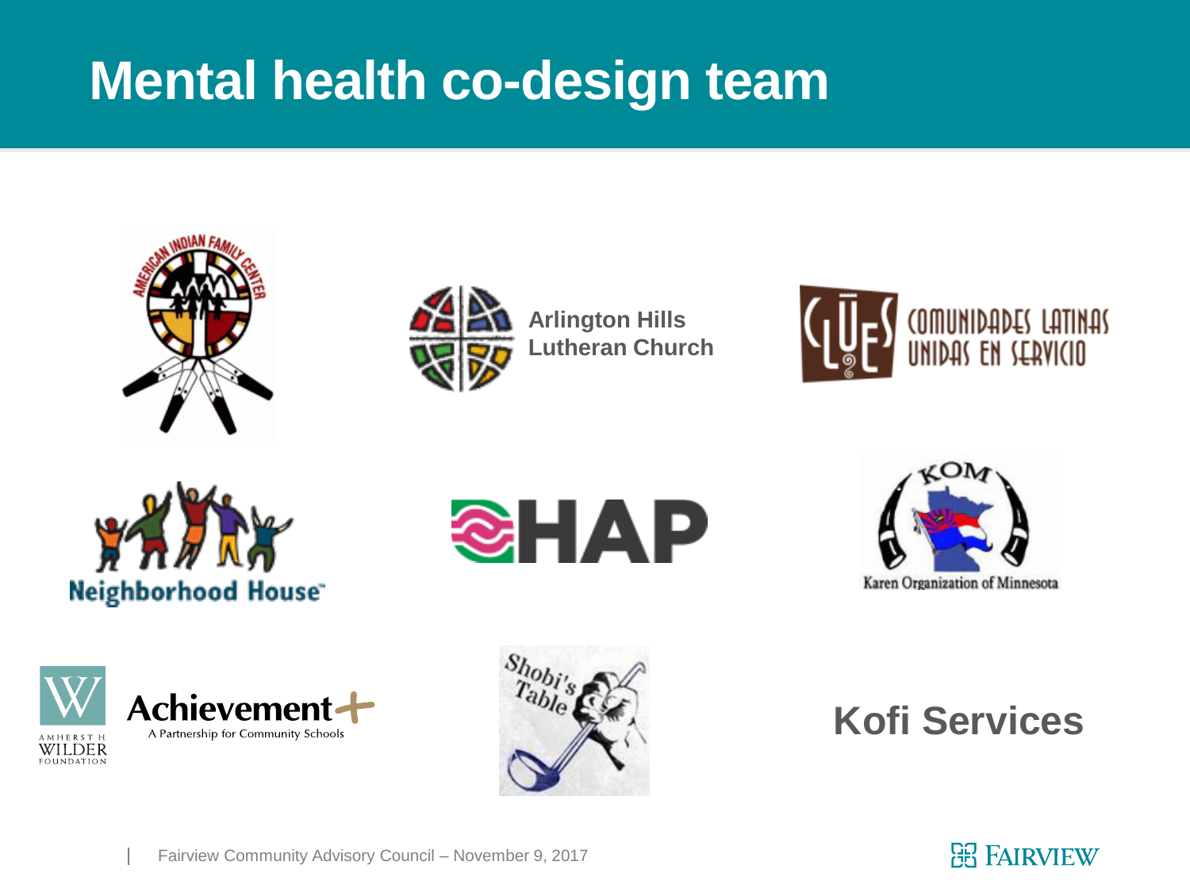# Mental health co-design team

American Indian Family Center

Arlington Hills Lutheran Church

CLUES Comunidades Latinas Unidas en Servicio

Neighborhood House

HAP

KOM Karen Organization of Minnesota

Amherst H. Wilder Foundation

Achievement Plus A Partnership for Community Schools

Shobi's Table

Kofi Services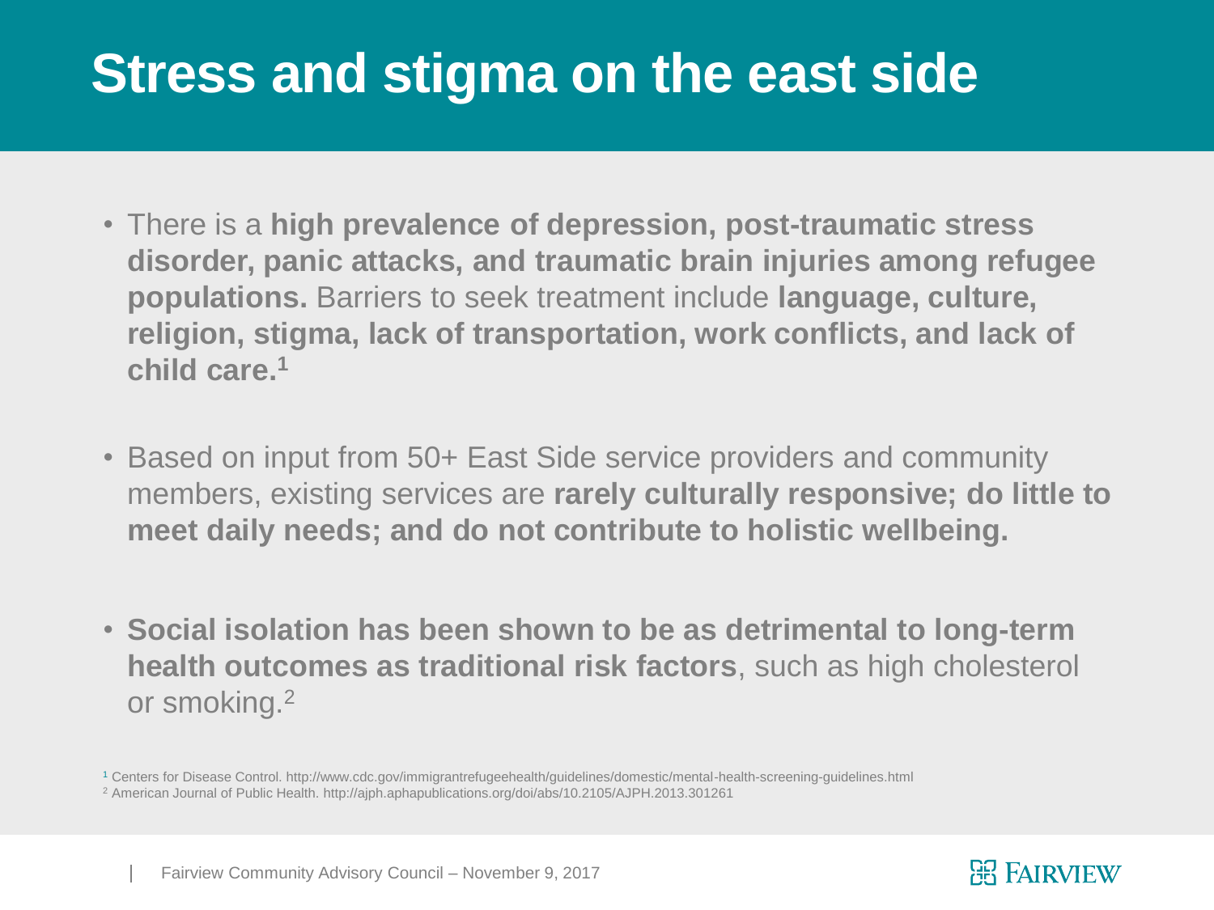# Stress and stigma on the east side

- There is a **high prevalence of depression, post-traumatic stress disorder, panic attacks, and traumatic brain injuries among refugee populations.** Barriers to seek treatment include **language, culture, religion, stigma, lack of transportation, work conflicts, and lack of child care.**[1]
- Based on input from 50+ East Side service providers and community members, existing services are **rarely culturally responsive; do little to meet daily needs; and do not contribute to holistic wellbeing.**
- **Social isolation has been shown to be as detrimental to long-term health outcomes as traditional risk factors**, such as high cholesterol or smoking.[2]

[1] Centers for Disease Control. http://www.cdc.gov/immigrantrefugeehealth/guidelines/domestic/mental-health-screening-guidelines.html
[2] American Journal of Public Health. http://ajph.aphapublications.org/doi/abs/10.2105/AJPH.2013.301261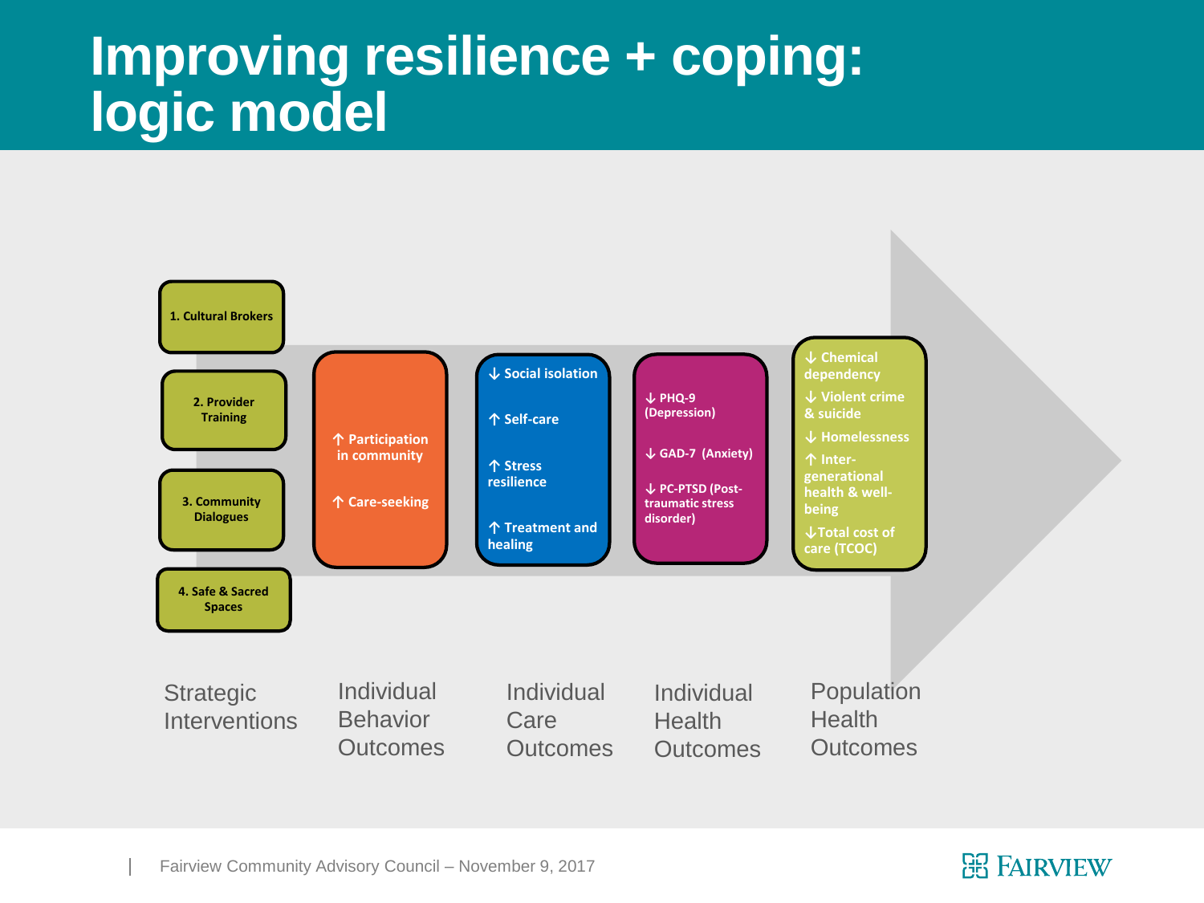# Improving resilience + coping: logic model

| Strategic Interventions | Individual Behavior Outcomes | Individual Care Outcomes | Individual Health Outcomes | Population Health Outcomes |
|---|---|---|---|---|
| 1. Cultural Brokers<br>2. Provider Training<br>3. Community Dialogues<br>4. Safe & Sacred Spaces | ↑ Participation in community<br>↑ Care-seeking | ↓ Social isolation<br>↑ Self-care<br>↑ Stress resilience<br>↑ Treatment and healing | ↓ PHQ-9 (Depression)<br>↓ GAD-7 (Anxiety)<br>↓ PC-PTSD (Post-traumatic stress disorder) | ↓ Chemical dependency<br>↓ Violent crime & suicide<br>↓ Homelessness<br>↑ Inter-generational health & well-being<br>↓ Total cost of care (TCOC) |

Fairview Community Advisory Council – November 9, 2017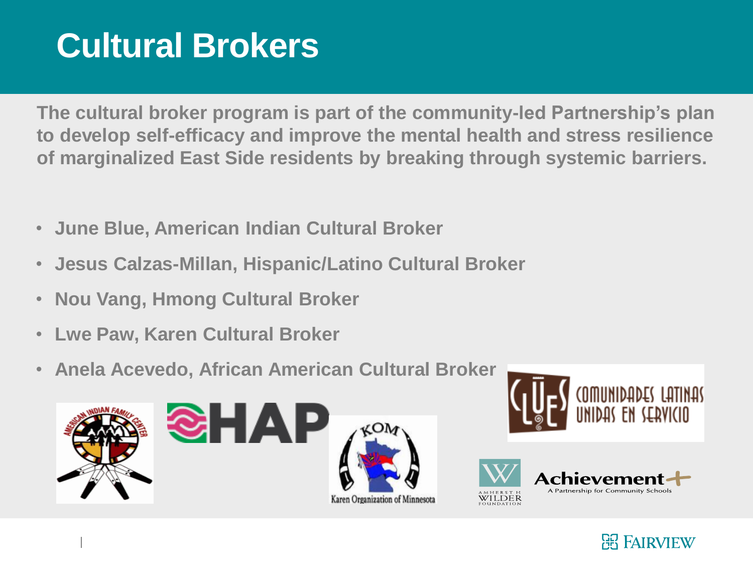# Cultural Brokers

**The cultural broker program is part of the community-led Partnership's plan to develop self-efficacy and improve the mental health and stress resilience of marginalized East Side residents by breaking through systemic barriers.**

- **June Blue, American Indian Cultural Broker**
- **Jesus Calzas-Millan, Hispanic/Latino Cultural Broker**
- **Nou Vang, Hmong Cultural Broker**
- **Lwe Paw, Karen Cultural Broker**
- **Anela Acevedo, African American Cultural Broker**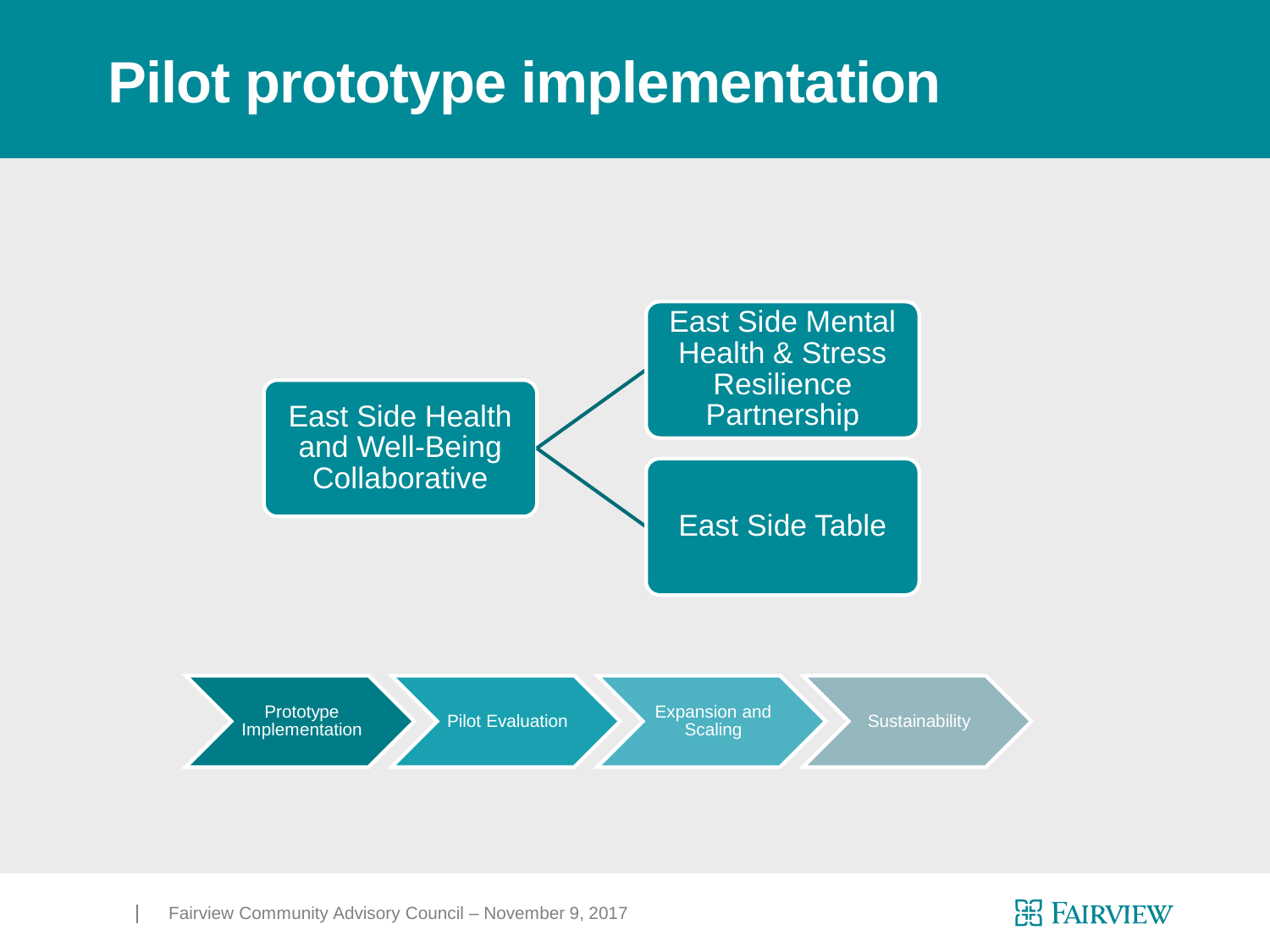# Pilot prototype implementation

- East Side Health and Well-Being Collaborative
  - East Side Mental Health & Stress Resilience Partnership
  - East Side Table

Prototype Implementation → Pilot Evaluation → Expansion and Scaling → Sustainability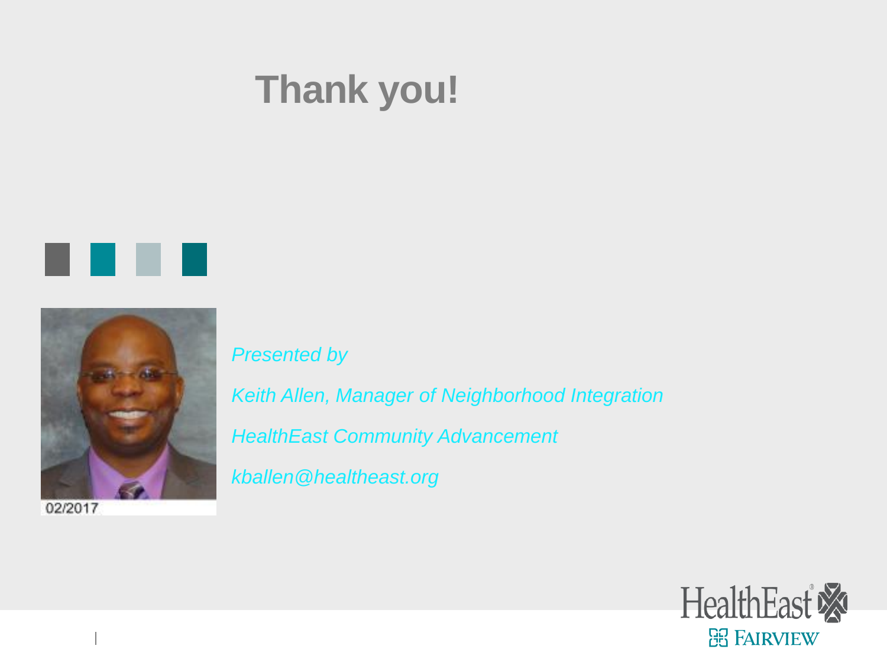# Thank you!

02/2017

*Presented by*

*Keith Allen, Manager of Neighborhood Integration*

*HealthEast Community Advancement*

*kballen@healtheast.org*

HealthEast
FAIRVIEW